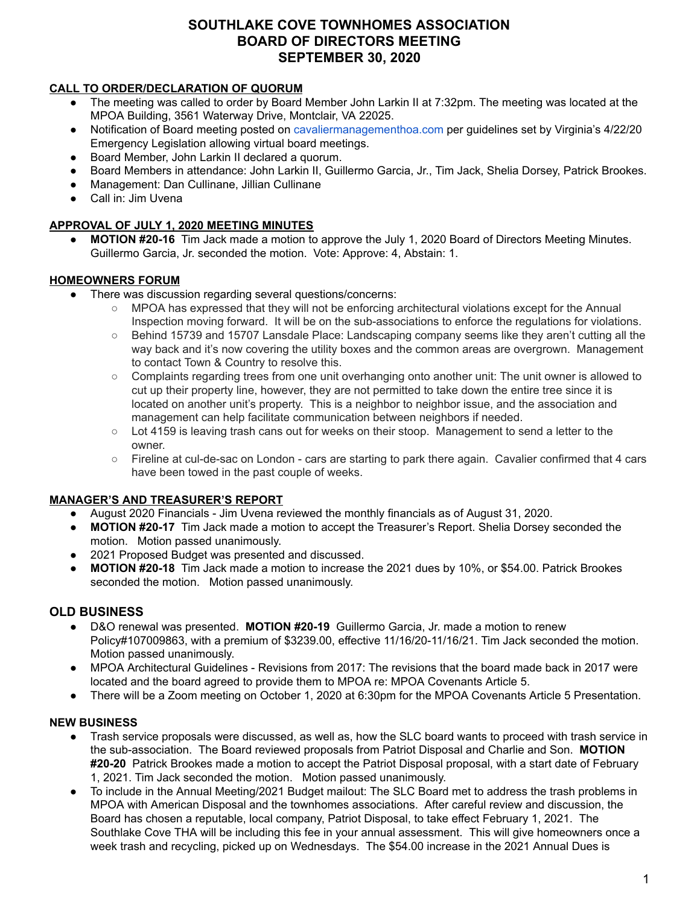# SOUTHLAKE COVE TOWNHOMES ASSOCIATION
# BOARD OF DIRECTORS MEETING
# SEPTEMBER 30, 2020

**CALL TO ORDER/DECLARATION OF QUORUM**

- The meeting was called to order by Board Member John Larkin II at 7:32pm. The meeting was located at the MPOA Building, 3561 Waterway Drive, Montclair, VA 22025.
- Notification of Board meeting posted on cavaliermanagementhoa.com per guidelines set by Virginia's 4/22/20 Emergency Legislation allowing virtual board meetings.
- Board Member, John Larkin II declared a quorum.
- Board Members in attendance: John Larkin II, Guillermo Garcia, Jr., Tim Jack, Shelia Dorsey, Patrick Brookes.
- Management: Dan Cullinane, Jillian Cullinane
- Call in: Jim Uvena

**APPROVAL OF JULY 1, 2020 MEETING MINUTES**

- **MOTION #20-16** Tim Jack made a motion to approve the July 1, 2020 Board of Directors Meeting Minutes. Guillermo Garcia, Jr. seconded the motion. Vote: Approve: 4, Abstain: 1.

**HOMEOWNERS FORUM**

- There was discussion regarding several questions/concerns:
    - MPOA has expressed that they will not be enforcing architectural violations except for the Annual Inspection moving forward. It will be on the sub-associations to enforce the regulations for violations.
    - Behind 15739 and 15707 Lansdale Place: Landscaping company seems like they aren't cutting all the way back and it's now covering the utility boxes and the common areas are overgrown. Management to contact Town & Country to resolve this.
    - Complaints regarding trees from one unit overhanging onto another unit: The unit owner is allowed to cut up their property line, however, they are not permitted to take down the entire tree since it is located on another unit's property. This is a neighbor to neighbor issue, and the association and management can help facilitate communication between neighbors if needed.
    - Lot 4159 is leaving trash cans out for weeks on their stoop. Management to send a letter to the owner.
    - Fireline at cul-de-sac on London - cars are starting to park there again. Cavalier confirmed that 4 cars have been towed in the past couple of weeks.

**MANAGER'S AND TREASURER'S REPORT**

- August 2020 Financials - Jim Uvena reviewed the monthly financials as of August 31, 2020.
- **MOTION #20-17** Tim Jack made a motion to accept the Treasurer's Report. Shelia Dorsey seconded the motion. Motion passed unanimously.
- 2021 Proposed Budget was presented and discussed.
- **MOTION #20-18** Tim Jack made a motion to increase the 2021 dues by 10%, or $54.00. Patrick Brookes seconded the motion. Motion passed unanimously.

## OLD BUSINESS

- D&O renewal was presented. **MOTION #20-19** Guillermo Garcia, Jr. made a motion to renew Policy#107009863, with a premium of $3239.00, effective 11/16/20-11/16/21. Tim Jack seconded the motion. Motion passed unanimously.
- MPOA Architectural Guidelines - Revisions from 2017: The revisions that the board made back in 2017 were located and the board agreed to provide them to MPOA re: MPOA Covenants Article 5.
- There will be a Zoom meeting on October 1, 2020 at 6:30pm for the MPOA Covenants Article 5 Presentation.

**NEW BUSINESS**

- Trash service proposals were discussed, as well as, how the SLC board wants to proceed with trash service in the sub-association. The Board reviewed proposals from Patriot Disposal and Charlie and Son. **MOTION #20-20** Patrick Brookes made a motion to accept the Patriot Disposal proposal, with a start date of February 1, 2021. Tim Jack seconded the motion. Motion passed unanimously.
- To include in the Annual Meeting/2021 Budget mailout: The SLC Board met to address the trash problems in MPOA with American Disposal and the townhomes associations. After careful review and discussion, the Board has chosen a reputable, local company, Patriot Disposal, to take effect February 1, 2021. The Southlake Cove THA will be including this fee in your annual assessment. This will give homeowners once a week trash and recycling, picked up on Wednesdays. The $54.00 increase in the 2021 Annual Dues is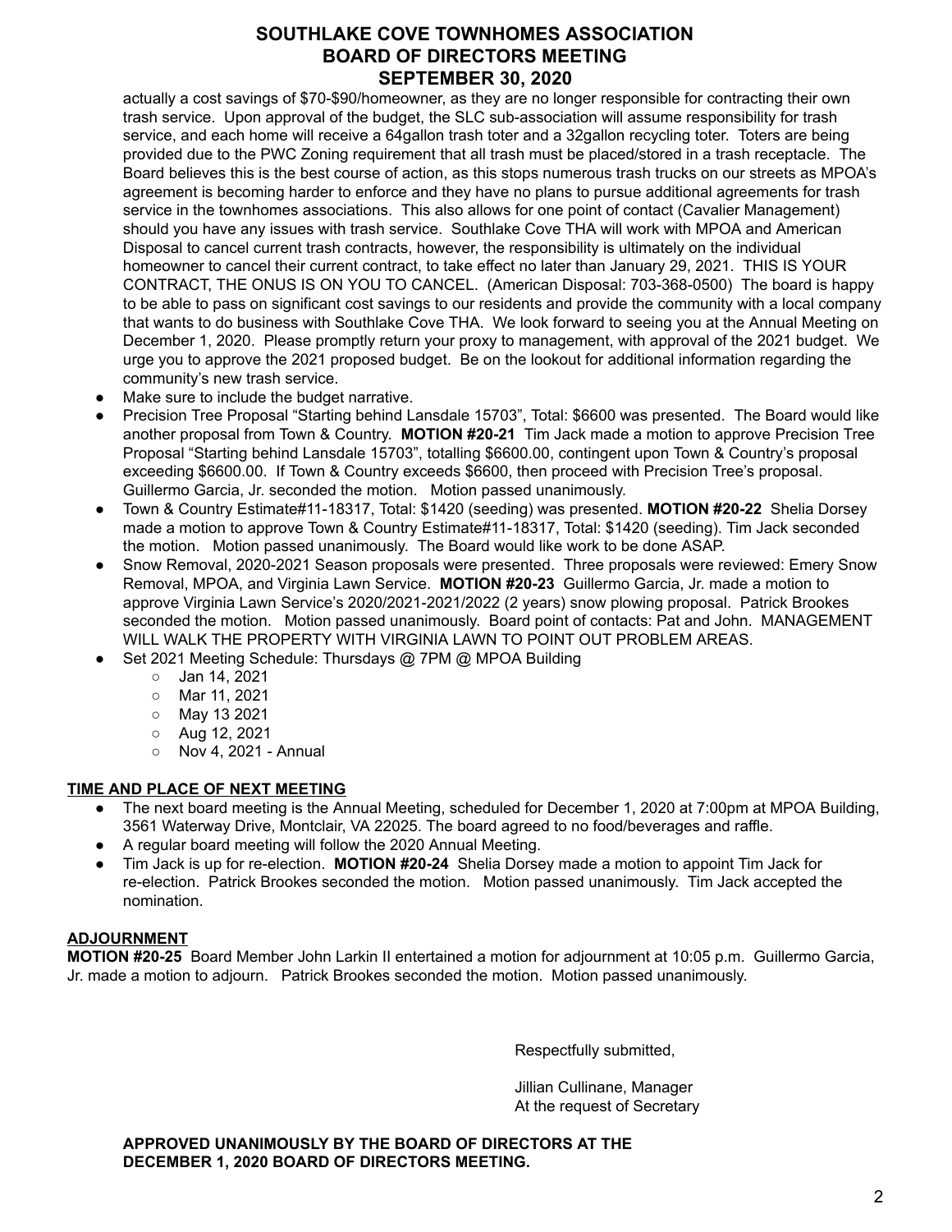actually a cost savings of $70-$90/homeowner, as they are no longer responsible for contracting their own trash service. Upon approval of the budget, the SLC sub-association will assume responsibility for trash service, and each home will receive a 64gallon trash toter and a 32gallon recycling toter. Toters are being provided due to the PWC Zoning requirement that all trash must be placed/stored in a trash receptacle. The Board believes this is the best course of action, as this stops numerous trash trucks on our streets as MPOA's agreement is becoming harder to enforce and they have no plans to pursue additional agreements for trash service in the townhomes associations. This also allows for one point of contact (Cavalier Management) should you have any issues with trash service. Southlake Cove THA will work with MPOA and American Disposal to cancel current trash contracts, however, the responsibility is ultimately on the individual homeowner to cancel their current contract, to take effect no later than January 29, 2021. THIS IS YOUR CONTRACT, THE ONUS IS ON YOU TO CANCEL. (American Disposal: 703-368-0500) The board is happy to be able to pass on significant cost savings to our residents and provide the community with a local company that wants to do business with Southlake Cove THA. We look forward to seeing you at the Annual Meeting on December 1, 2020. Please promptly return your proxy to management, with approval of the 2021 budget. We urge you to approve the 2021 proposed budget. Be on the lookout for additional information regarding the community's new trash service.

- Make sure to include the budget narrative.
- Precision Tree Proposal "Starting behind Lansdale 15703", Total: $6600 was presented. The Board would like another proposal from Town & Country. **MOTION #20-21** Tim Jack made a motion to approve Precision Tree Proposal "Starting behind Lansdale 15703", totalling $6600.00, contingent upon Town & Country's proposal exceeding $6600.00. If Town & Country exceeds $6600, then proceed with Precision Tree's proposal. Guillermo Garcia, Jr. seconded the motion. Motion passed unanimously.
- Town & Country Estimate#11-18317, Total: $1420 (seeding) was presented. **MOTION #20-22** Shelia Dorsey made a motion to approve Town & Country Estimate#11-18317, Total: $1420 (seeding). Tim Jack seconded the motion. Motion passed unanimously. The Board would like work to be done ASAP.
- Snow Removal, 2020-2021 Season proposals were presented. Three proposals were reviewed: Emery Snow Removal, MPOA, and Virginia Lawn Service. **MOTION #20-23** Guillermo Garcia, Jr. made a motion to approve Virginia Lawn Service's 2020/2021-2021/2022 (2 years) snow plowing proposal. Patrick Brookes seconded the motion. Motion passed unanimously. Board point of contacts: Pat and John. MANAGEMENT WILL WALK THE PROPERTY WITH VIRGINIA LAWN TO POINT OUT PROBLEM AREAS.
- Set 2021 Meeting Schedule: Thursdays @ 7PM @ MPOA Building
  - Jan 14, 2021
  - Mar 11, 2021
  - May 13 2021
  - Aug 12, 2021
  - Nov 4, 2021 - Annual

**TIME AND PLACE OF NEXT MEETING**

- The next board meeting is the Annual Meeting, scheduled for December 1, 2020 at 7:00pm at MPOA Building, 3561 Waterway Drive, Montclair, VA 22025. The board agreed to no food/beverages and raffle.
- A regular board meeting will follow the 2020 Annual Meeting.
- Tim Jack is up for re-election. **MOTION #20-24** Shelia Dorsey made a motion to appoint Tim Jack for re-election. Patrick Brookes seconded the motion. Motion passed unanimously. Tim Jack accepted the nomination.

**ADJOURNMENT**

**MOTION #20-25** Board Member John Larkin II entertained a motion for adjournment at 10:05 p.m. Guillermo Garcia, Jr. made a motion to adjourn. Patrick Brookes seconded the motion. Motion passed unanimously.

Respectfully submitted,

Jillian Cullinane, Manager
At the request of Secretary

**APPROVED UNANIMOUSLY BY THE BOARD OF DIRECTORS AT THE DECEMBER 1, 2020 BOARD OF DIRECTORS MEETING.**